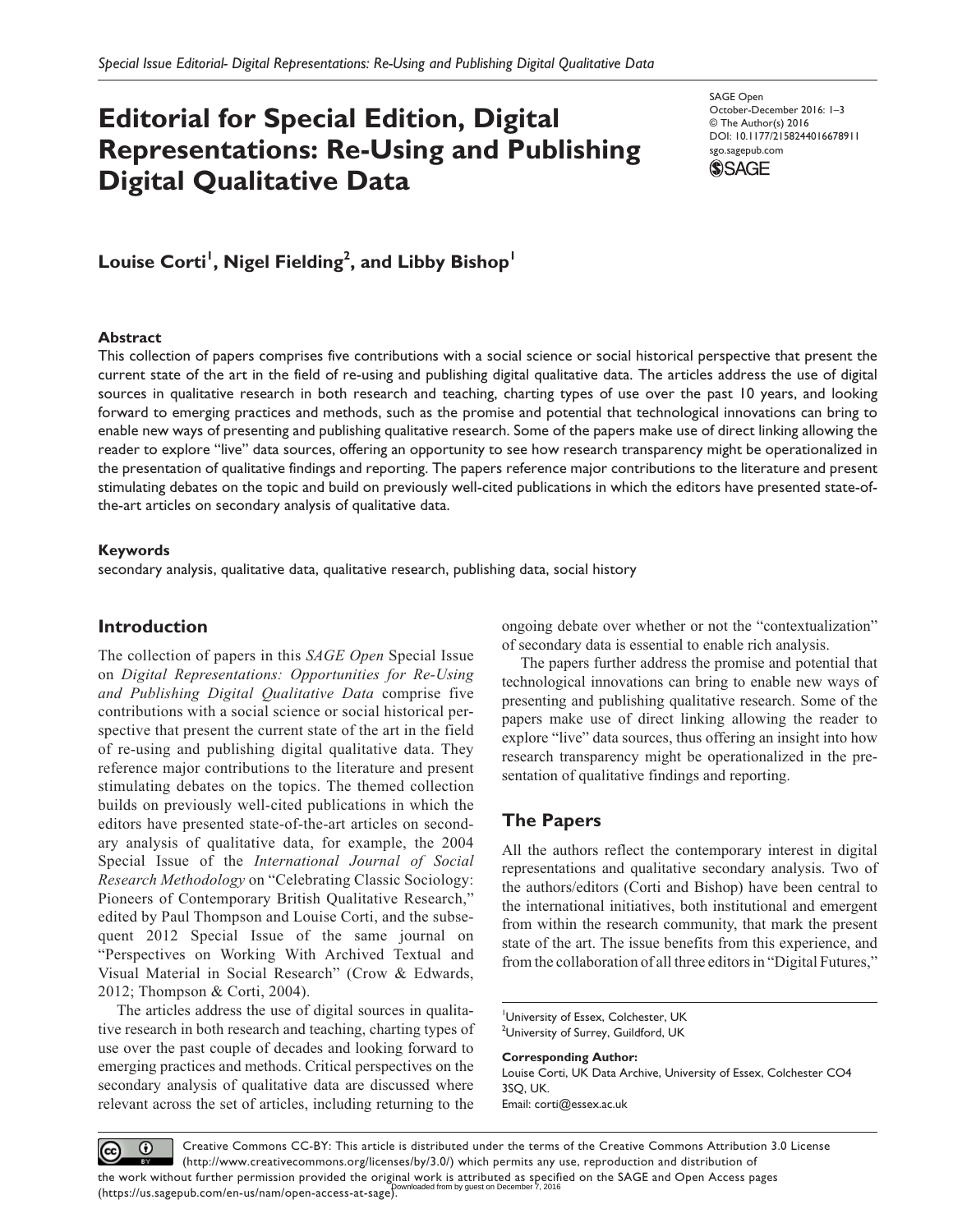# Editorial for Special Edition, Digital Representations: Re-Using and Publishing Digital Qualitative Data

SAGE Open
October-December 2016: 1–3
© The Author(s) 2016
DOI: 10.1177/2158244016678911
sgo.sagepub.com

**Louise Corti[1], Nigel Fielding[2], and Libby Bishop[1]**

## Abstract

This collection of papers comprises five contributions with a social science or social historical perspective that present the current state of the art in the field of re-using and publishing digital qualitative data. The articles address the use of digital sources in qualitative research in both research and teaching, charting types of use over the past 10 years, and looking forward to emerging practices and methods, such as the promise and potential that technological innovations can bring to enable new ways of presenting and publishing qualitative research. Some of the papers make use of direct linking allowing the reader to explore "live" data sources, offering an opportunity to see how research transparency might be operationalized in the presentation of qualitative findings and reporting. The papers reference major contributions to the literature and present stimulating debates on the topic and build on previously well-cited publications in which the editors have presented state-of-the-art articles on secondary analysis of qualitative data.

## Keywords

secondary analysis, qualitative data, qualitative research, publishing data, social history

## Introduction

The collection of papers in this *SAGE Open* Special Issue on *Digital Representations: Opportunities for Re-Using and Publishing Digital Qualitative Data* comprise five contributions with a social science or social historical perspective that present the current state of the art in the field of re-using and publishing digital qualitative data. They reference major contributions to the literature and present stimulating debates on the topics. The themed collection builds on previously well-cited publications in which the editors have presented state-of-the-art articles on secondary analysis of qualitative data, for example, the 2004 Special Issue of the *International Journal of Social Research Methodology* on "Celebrating Classic Sociology: Pioneers of Contemporary British Qualitative Research," edited by Paul Thompson and Louise Corti, and the subsequent 2012 Special Issue of the same journal on "Perspectives on Working With Archived Textual and Visual Material in Social Research" (Crow & Edwards, 2012; Thompson & Corti, 2004).

The articles address the use of digital sources in qualitative research in both research and teaching, charting types of use over the past couple of decades and looking forward to emerging practices and methods. Critical perspectives on the secondary analysis of qualitative data are discussed where relevant across the set of articles, including returning to the ongoing debate over whether or not the "contextualization" of secondary data is essential to enable rich analysis.

The papers further address the promise and potential that technological innovations can bring to enable new ways of presenting and publishing qualitative research. Some of the papers make use of direct linking allowing the reader to explore "live" data sources, thus offering an insight into how research transparency might be operationalized in the presentation of qualitative findings and reporting.

## The Papers

All the authors reflect the contemporary interest in digital representations and qualitative secondary analysis. Two of the authors/editors (Corti and Bishop) have been central to the international initiatives, both institutional and emergent from within the research community, that mark the present state of the art. The issue benefits from this experience, and from the collaboration of all three editors in "Digital Futures,"

[1]University of Essex, Colchester, UK
[2]University of Surrey, Guildford, UK

**Corresponding Author:**
Louise Corti, UK Data Archive, University of Essex, Colchester CO4 3SQ, UK.
Email: corti@essex.ac.uk

Creative Commons CC-BY: This article is distributed under the terms of the Creative Commons Attribution 3.0 License (http://www.creativecommons.org/licenses/by/3.0/) which permits any use, reproduction and distribution of the work without further permission provided the original work is attributed as specified on the SAGE and Open Access pages (https://us.sagepub.com/en-us/nam/open-access-at-sage).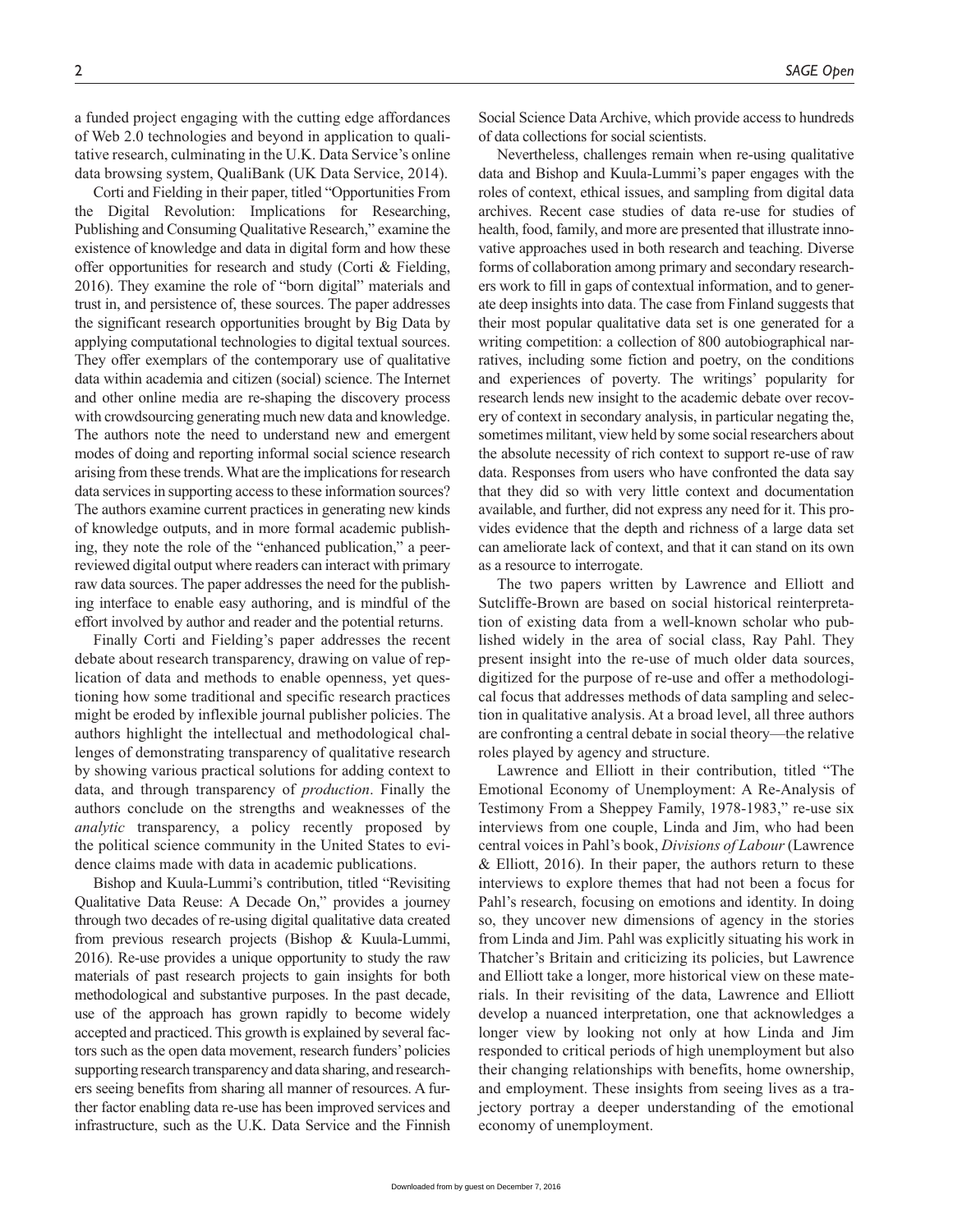a funded project engaging with the cutting edge affordances of Web 2.0 technologies and beyond in application to qualitative research, culminating in the U.K. Data Service's online data browsing system, QualiBank (UK Data Service, 2014).

Corti and Fielding in their paper, titled "Opportunities From the Digital Revolution: Implications for Researching, Publishing and Consuming Qualitative Research," examine the existence of knowledge and data in digital form and how these offer opportunities for research and study (Corti & Fielding, 2016). They examine the role of "born digital" materials and trust in, and persistence of, these sources. The paper addresses the significant research opportunities brought by Big Data by applying computational technologies to digital textual sources. They offer exemplars of the contemporary use of qualitative data within academia and citizen (social) science. The Internet and other online media are re-shaping the discovery process with crowdsourcing generating much new data and knowledge. The authors note the need to understand new and emergent modes of doing and reporting informal social science research arising from these trends. What are the implications for research data services in supporting access to these information sources? The authors examine current practices in generating new kinds of knowledge outputs, and in more formal academic publishing, they note the role of the "enhanced publication," a peer-reviewed digital output where readers can interact with primary raw data sources. The paper addresses the need for the publishing interface to enable easy authoring, and is mindful of the effort involved by author and reader and the potential returns.

Finally Corti and Fielding's paper addresses the recent debate about research transparency, drawing on value of replication of data and methods to enable openness, yet questioning how some traditional and specific research practices might be eroded by inflexible journal publisher policies. The authors highlight the intellectual and methodological challenges of demonstrating transparency of qualitative research by showing various practical solutions for adding context to data, and through transparency of *production*. Finally the authors conclude on the strengths and weaknesses of the *analytic* transparency, a policy recently proposed by the political science community in the United States to evidence claims made with data in academic publications.

Bishop and Kuula-Lummi's contribution, titled "Revisiting Qualitative Data Reuse: A Decade On," provides a journey through two decades of re-using digital qualitative data created from previous research projects (Bishop & Kuula-Lummi, 2016). Re-use provides a unique opportunity to study the raw materials of past research projects to gain insights for both methodological and substantive purposes. In the past decade, use of the approach has grown rapidly to become widely accepted and practiced. This growth is explained by several factors such as the open data movement, research funders' policies supporting research transparency and data sharing, and researchers seeing benefits from sharing all manner of resources. A further factor enabling data re-use has been improved services and infrastructure, such as the U.K. Data Service and the Finnish Social Science Data Archive, which provide access to hundreds of data collections for social scientists.

Nevertheless, challenges remain when re-using qualitative data and Bishop and Kuula-Lummi's paper engages with the roles of context, ethical issues, and sampling from digital data archives. Recent case studies of data re-use for studies of health, food, family, and more are presented that illustrate innovative approaches used in both research and teaching. Diverse forms of collaboration among primary and secondary researchers work to fill in gaps of contextual information, and to generate deep insights into data. The case from Finland suggests that their most popular qualitative data set is one generated for a writing competition: a collection of 800 autobiographical narratives, including some fiction and poetry, on the conditions and experiences of poverty. The writings' popularity for research lends new insight to the academic debate over recovery of context in secondary analysis, in particular negating the, sometimes militant, view held by some social researchers about the absolute necessity of rich context to support re-use of raw data. Responses from users who have confronted the data say that they did so with very little context and documentation available, and further, did not express any need for it. This provides evidence that the depth and richness of a large data set can ameliorate lack of context, and that it can stand on its own as a resource to interrogate.

The two papers written by Lawrence and Elliott and Sutcliffe-Brown are based on social historical reinterpretation of existing data from a well-known scholar who published widely in the area of social class, Ray Pahl. They present insight into the re-use of much older data sources, digitized for the purpose of re-use and offer a methodological focus that addresses methods of data sampling and selection in qualitative analysis. At a broad level, all three authors are confronting a central debate in social theory—the relative roles played by agency and structure.

Lawrence and Elliott in their contribution, titled "The Emotional Economy of Unemployment: A Re-Analysis of Testimony From a Sheppey Family, 1978-1983," re-use six interviews from one couple, Linda and Jim, who had been central voices in Pahl's book, *Divisions of Labour* (Lawrence & Elliott, 2016). In their paper, the authors return to these interviews to explore themes that had not been a focus for Pahl's research, focusing on emotions and identity. In doing so, they uncover new dimensions of agency in the stories from Linda and Jim. Pahl was explicitly situating his work in Thatcher's Britain and criticizing its policies, but Lawrence and Elliott take a longer, more historical view on these materials. In their revisiting of the data, Lawrence and Elliott develop a nuanced interpretation, one that acknowledges a longer view by looking not only at how Linda and Jim responded to critical periods of high unemployment but also their changing relationships with benefits, home ownership, and employment. These insights from seeing lives as a trajectory portray a deeper understanding of the emotional economy of unemployment.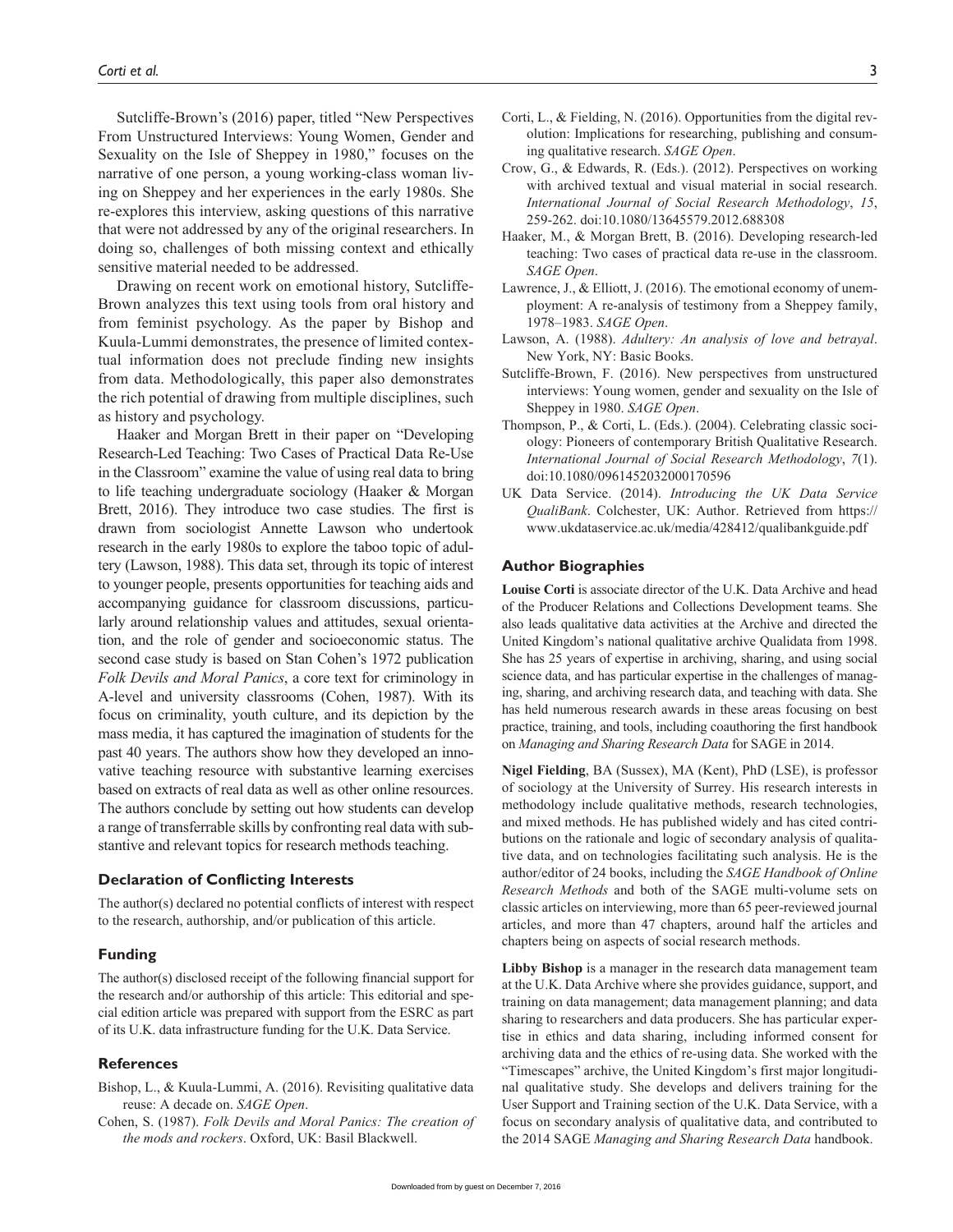Sutcliffe-Brown's (2016) paper, titled "New Perspectives From Unstructured Interviews: Young Women, Gender and Sexuality on the Isle of Sheppey in 1980," focuses on the narrative of one person, a young working-class woman living on Sheppey and her experiences in the early 1980s. She re-explores this interview, asking questions of this narrative that were not addressed by any of the original researchers. In doing so, challenges of both missing context and ethically sensitive material needed to be addressed.

Drawing on recent work on emotional history, Sutcliffe-Brown analyzes this text using tools from oral history and from feminist psychology. As the paper by Bishop and Kuula-Lummi demonstrates, the presence of limited contextual information does not preclude finding new insights from data. Methodologically, this paper also demonstrates the rich potential of drawing from multiple disciplines, such as history and psychology.

Haaker and Morgan Brett in their paper on "Developing Research-Led Teaching: Two Cases of Practical Data Re-Use in the Classroom" examine the value of using real data to bring to life teaching undergraduate sociology (Haaker & Morgan Brett, 2016). They introduce two case studies. The first is drawn from sociologist Annette Lawson who undertook research in the early 1980s to explore the taboo topic of adultery (Lawson, 1988). This data set, through its topic of interest to younger people, presents opportunities for teaching aids and accompanying guidance for classroom discussions, particularly around relationship values and attitudes, sexual orientation, and the role of gender and socioeconomic status. The second case study is based on Stan Cohen's 1972 publication *Folk Devils and Moral Panics*, a core text for criminology in A-level and university classrooms (Cohen, 1987). With its focus on criminality, youth culture, and its depiction by the mass media, it has captured the imagination of students for the past 40 years. The authors show how they developed an innovative teaching resource with substantive learning exercises based on extracts of real data as well as other online resources. The authors conclude by setting out how students can develop a range of transferrable skills by confronting real data with substantive and relevant topics for research methods teaching.

## Declaration of Conflicting Interests

The author(s) declared no potential conflicts of interest with respect to the research, authorship, and/or publication of this article.

## Funding

The author(s) disclosed receipt of the following financial support for the research and/or authorship of this article: This editorial and special edition article was prepared with support from the ESRC as part of its U.K. data infrastructure funding for the U.K. Data Service.

## References

Bishop, L., & Kuula-Lummi, A. (2016). Revisiting qualitative data reuse: A decade on. *SAGE Open*.

Cohen, S. (1987). *Folk Devils and Moral Panics: The creation of the mods and rockers*. Oxford, UK: Basil Blackwell.

Corti, L., & Fielding, N. (2016). Opportunities from the digital revolution: Implications for researching, publishing and consuming qualitative research. *SAGE Open*.

Crow, G., & Edwards, R. (Eds.). (2012). Perspectives on working with archived textual and visual material in social research. *International Journal of Social Research Methodology*, *15*, 259-262. doi:10.1080/13645579.2012.688308

Haaker, M., & Morgan Brett, B. (2016). Developing research-led teaching: Two cases of practical data re-use in the classroom. *SAGE Open*.

Lawrence, J., & Elliott, J. (2016). The emotional economy of unemployment: A re-analysis of testimony from a Sheppey family, 1978–1983. *SAGE Open*.

Lawson, A. (1988). *Adultery: An analysis of love and betrayal*. New York, NY: Basic Books.

Sutcliffe-Brown, F. (2016). New perspectives from unstructured interviews: Young women, gender and sexuality on the Isle of Sheppey in 1980. *SAGE Open*.

Thompson, P., & Corti, L. (Eds.). (2004). Celebrating classic sociology: Pioneers of contemporary British Qualitative Research. *International Journal of Social Research Methodology*, *7*(1). doi:10.1080/0961452032000170596

UK Data Service. (2014). *Introducing the UK Data Service QualiBank*. Colchester, UK: Author. Retrieved from https://www.ukdataservice.ac.uk/media/428412/qualibankguide.pdf

## Author Biographies

**Louise Corti** is associate director of the U.K. Data Archive and head of the Producer Relations and Collections Development teams. She also leads qualitative data activities at the Archive and directed the United Kingdom's national qualitative archive Qualidata from 1998. She has 25 years of expertise in archiving, sharing, and using social science data, and has particular expertise in the challenges of managing, sharing, and archiving research data, and teaching with data. She has held numerous research awards in these areas focusing on best practice, training, and tools, including coauthoring the first handbook on *Managing and Sharing Research Data* for SAGE in 2014.

**Nigel Fielding**, BA (Sussex), MA (Kent), PhD (LSE), is professor of sociology at the University of Surrey. His research interests in methodology include qualitative methods, research technologies, and mixed methods. He has published widely and has cited contributions on the rationale and logic of secondary analysis of qualitative data, and on technologies facilitating such analysis. He is the author/editor of 24 books, including the *SAGE Handbook of Online Research Methods* and both of the SAGE multi-volume sets on classic articles on interviewing, more than 65 peer-reviewed journal articles, and more than 47 chapters, around half the articles and chapters being on aspects of social research methods.

**Libby Bishop** is a manager in the research data management team at the U.K. Data Archive where she provides guidance, support, and training on data management; data management planning; and data sharing to researchers and data producers. She has particular expertise in ethics and data sharing, including informed consent for archiving data and the ethics of re-using data. She worked with the "Timescapes" archive, the United Kingdom's first major longitudinal qualitative study. She develops and delivers training for the User Support and Training section of the U.K. Data Service, with a focus on secondary analysis of qualitative data, and contributed to the 2014 SAGE *Managing and Sharing Research Data* handbook.